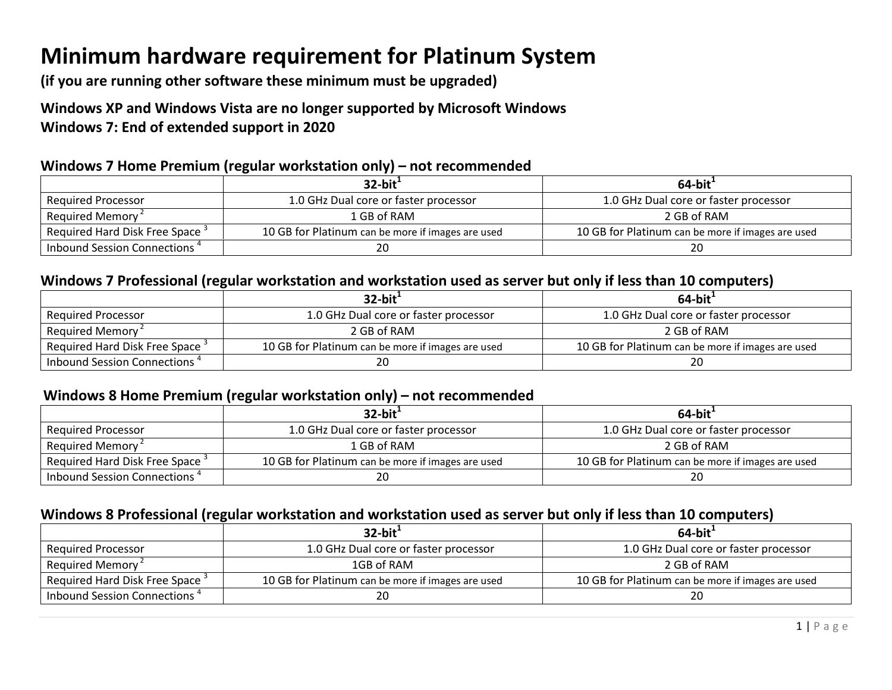# Minimum hardware requirement for Platinum System

**(if you are running other software these minimum must be upgraded)**

**Windows XP and Windows Vista are no longer supported by Microsoft Windows**
**Windows 7: End of extended support in 2020**

### Windows 7 Home Premium (regular workstation only) – not recommended

| | 32-bit[1] | 64-bit[1] |
|---|---|---|
| Required Processor | 1.0 GHz Dual core or faster processor | 1.0 GHz Dual core or faster processor |
| Required Memory [2] | 1 GB of RAM | 2 GB of RAM |
| Required Hard Disk Free Space [3] | 10 GB for Platinum can be more if images are used | 10 GB for Platinum can be more if images are used |
| Inbound Session Connections [4] | 20 | 20 |

### Windows 7 Professional (regular workstation and workstation used as server but only if less than 10 computers)

| | 32-bit[1] | 64-bit[1] |
|---|---|---|
| Required Processor | 1.0 GHz Dual core or faster processor | 1.0 GHz Dual core or faster processor |
| Required Memory [2] | 2 GB of RAM | 2 GB of RAM |
| Required Hard Disk Free Space [3] | 10 GB for Platinum can be more if images are used | 10 GB for Platinum can be more if images are used |
| Inbound Session Connections [4] | 20 | 20 |

### Windows 8 Home Premium (regular workstation only) – not recommended

| | 32-bit[1] | 64-bit[1] |
|---|---|---|
| Required Processor | 1.0 GHz Dual core or faster processor | 1.0 GHz Dual core or faster processor |
| Required Memory [2] | 1 GB of RAM | 2 GB of RAM |
| Required Hard Disk Free Space [3] | 10 GB for Platinum can be more if images are used | 10 GB for Platinum can be more if images are used |
| Inbound Session Connections [4] | 20 | 20 |

### Windows 8 Professional (regular workstation and workstation used as server but only if less than 10 computers)

| | 32-bit[1] | 64-bit[1] |
|---|---|---|
| Required Processor | 1.0 GHz Dual core or faster processor | 1.0 GHz Dual core or faster processor |
| Required Memory [2] | 1GB of RAM | 2 GB of RAM |
| Required Hard Disk Free Space [3] | 10 GB for Platinum can be more if images are used | 10 GB for Platinum can be more if images are used |
| Inbound Session Connections [4] | 20 | 20 |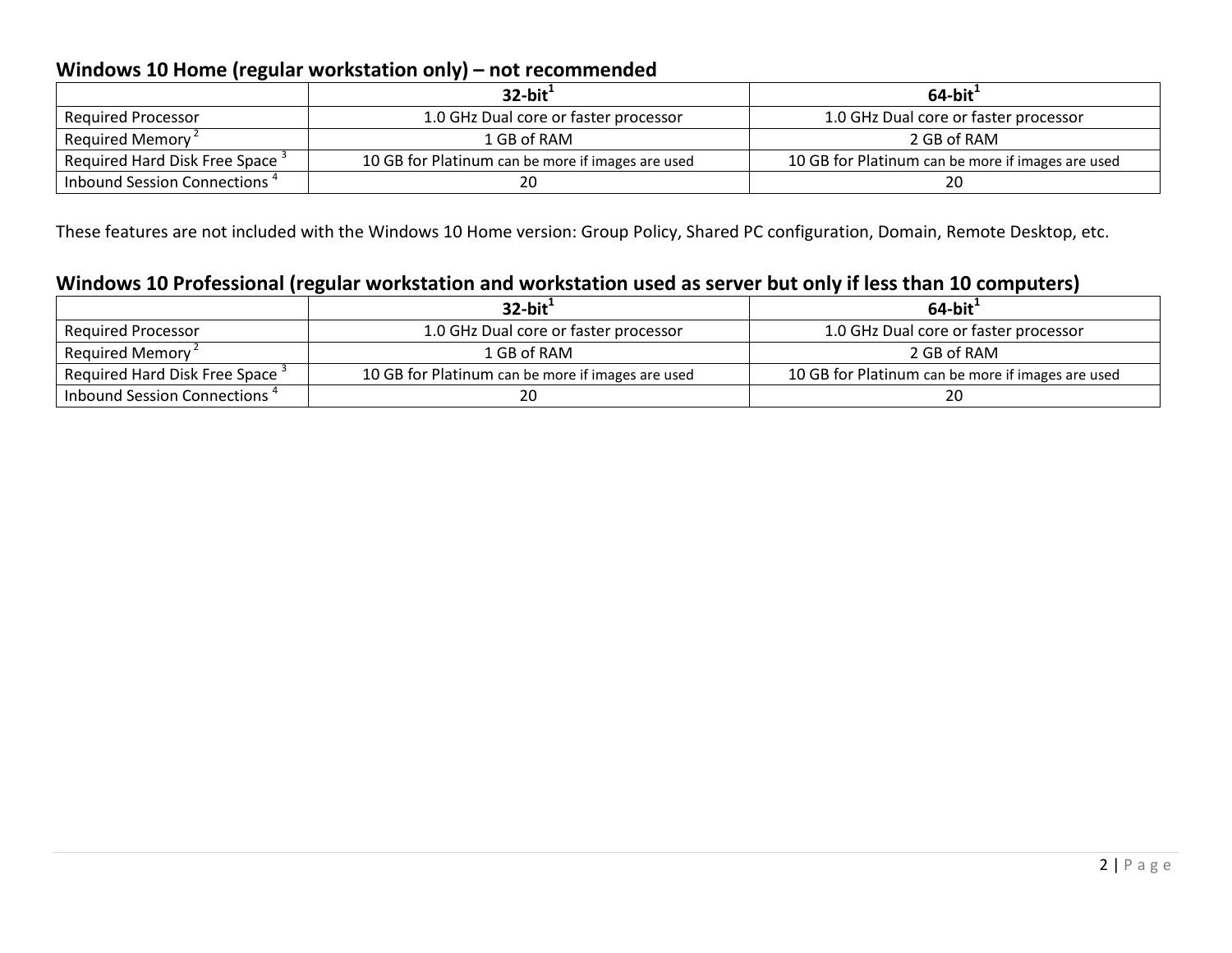## Windows 10 Home (regular workstation only) – not recommended

| | 32-bit[1] | 64-bit[1] |
|---|---|---|
| Required Processor | 1.0 GHz Dual core or faster processor | 1.0 GHz Dual core or faster processor |
| Required Memory [2] | 1 GB of RAM | 2 GB of RAM |
| Required Hard Disk Free Space [3] | 10 GB for Platinum can be more if images are used | 10 GB for Platinum can be more if images are used |
| Inbound Session Connections [4] | 20 | 20 |

These features are not included with the Windows 10 Home version: Group Policy, Shared PC configuration, Domain, Remote Desktop, etc.

## Windows 10 Professional (regular workstation and workstation used as server but only if less than 10 computers)

| | 32-bit[1] | 64-bit[1] |
|---|---|---|
| Required Processor | 1.0 GHz Dual core or faster processor | 1.0 GHz Dual core or faster processor |
| Required Memory [2] | 1 GB of RAM | 2 GB of RAM |
| Required Hard Disk Free Space [3] | 10 GB for Platinum can be more if images are used | 10 GB for Platinum can be more if images are used |
| Inbound Session Connections [4] | 20 | 20 |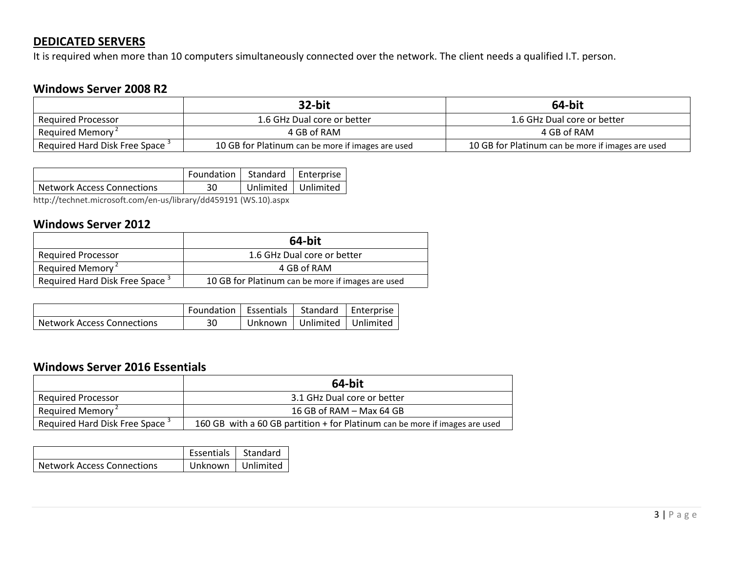## DEDICATED SERVERS

It is required when more than 10 computers simultaneously connected over the network. The client needs a qualified I.T. person.

### Windows Server 2008 R2

| | 32-bit | 64-bit |
|---|---|---|
| Required Processor | 1.6 GHz Dual core or better | 1.6 GHz Dual core or better |
| Required Memory [2] | 4 GB of RAM | 4 GB of RAM |
| Required Hard Disk Free Space [3] | 10 GB for Platinum can be more if images are used | 10 GB for Platinum can be more if images are used |

| | Foundation | Standard | Enterprise |
|---|---|---|---|
| Network Access Connections | 30 | Unlimited | Unlimited |

http://technet.microsoft.com/en-us/library/dd459191 (WS.10).aspx

### Windows Server 2012

| | 64-bit |
|---|---|
| Required Processor | 1.6 GHz Dual core or better |
| Required Memory [2] | 4 GB of RAM |
| Required Hard Disk Free Space [3] | 10 GB for Platinum can be more if images are used |

| | Foundation | Essentials | Standard | Enterprise |
|---|---|---|---|---|
| Network Access Connections | 30 | Unknown | Unlimited | Unlimited |

### Windows Server 2016 Essentials

| | 64-bit |
|---|---|
| Required Processor | 3.1 GHz Dual core or better |
| Required Memory [2] | 16 GB of RAM – Max 64 GB |
| Required Hard Disk Free Space [3] | 160 GB with a 60 GB partition + for Platinum can be more if images are used |

| | Essentials | Standard |
|---|---|---|
| Network Access Connections | Unknown | Unlimited |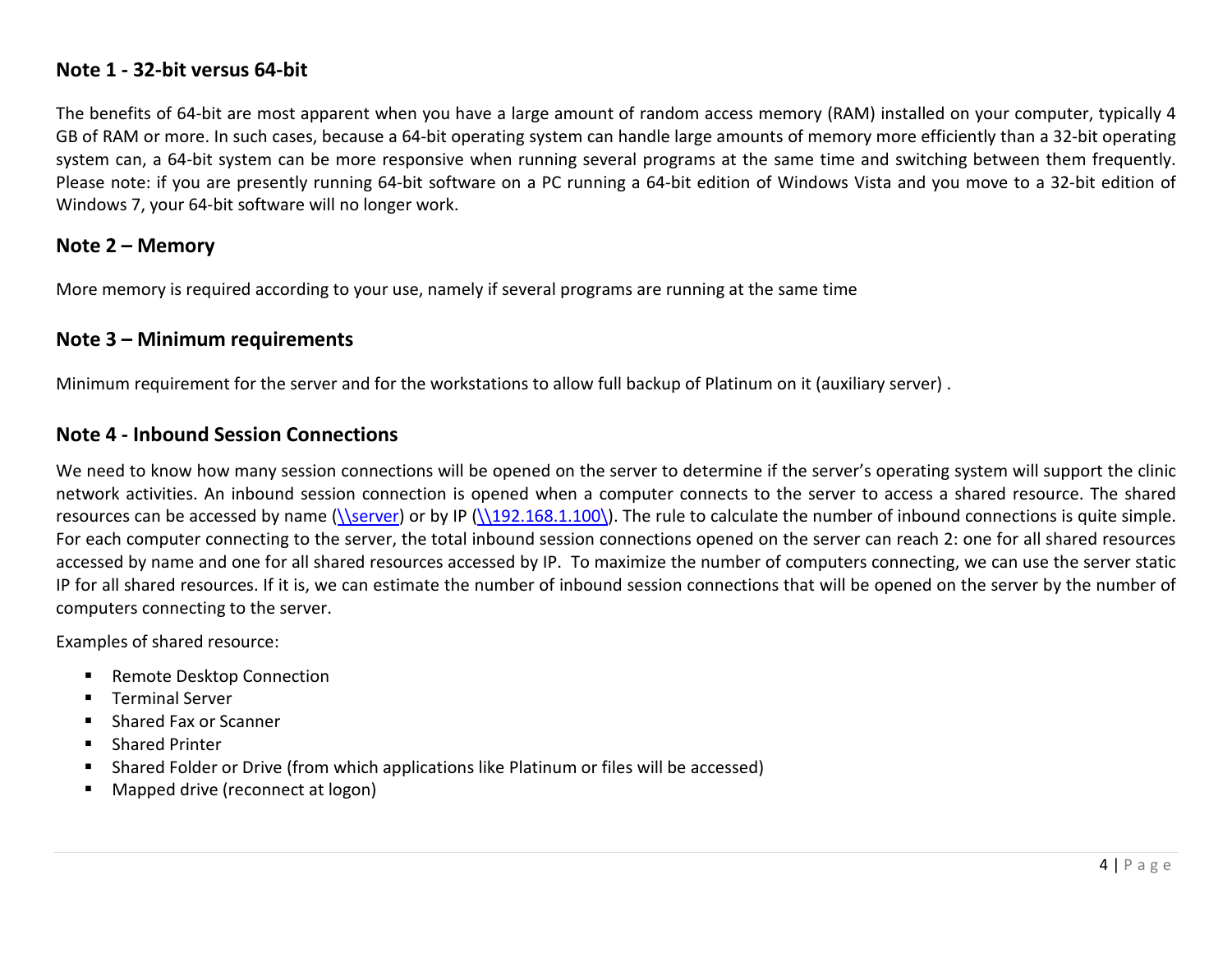## Note 1 - 32-bit versus 64-bit

The benefits of 64-bit are most apparent when you have a large amount of random access memory (RAM) installed on your computer, typically 4 GB of RAM or more. In such cases, because a 64-bit operating system can handle large amounts of memory more efficiently than a 32-bit operating system can, a 64-bit system can be more responsive when running several programs at the same time and switching between them frequently. Please note: if you are presently running 64-bit software on a PC running a 64-bit edition of Windows Vista and you move to a 32-bit edition of Windows 7, your 64-bit software will no longer work.

## Note 2 – Memory

More memory is required according to your use, namely if several programs are running at the same time

## Note 3 – Minimum requirements

Minimum requirement for the server and for the workstations to allow full backup of Platinum on it (auxiliary server) .

## Note 4 - Inbound Session Connections

We need to know how many session connections will be opened on the server to determine if the server's operating system will support the clinic network activities. An inbound session connection is opened when a computer connects to the server to access a shared resource. The shared resources can be accessed by name (\\server) or by IP (\\192.168.1.100\). The rule to calculate the number of inbound connections is quite simple. For each computer connecting to the server, the total inbound session connections opened on the server can reach 2: one for all shared resources accessed by name and one for all shared resources accessed by IP. To maximize the number of computers connecting, we can use the server static IP for all shared resources. If it is, we can estimate the number of inbound session connections that will be opened on the server by the number of computers connecting to the server.

Examples of shared resource:

- Remote Desktop Connection
- Terminal Server
- Shared Fax or Scanner
- Shared Printer
- Shared Folder or Drive (from which applications like Platinum or files will be accessed)
- Mapped drive (reconnect at logon)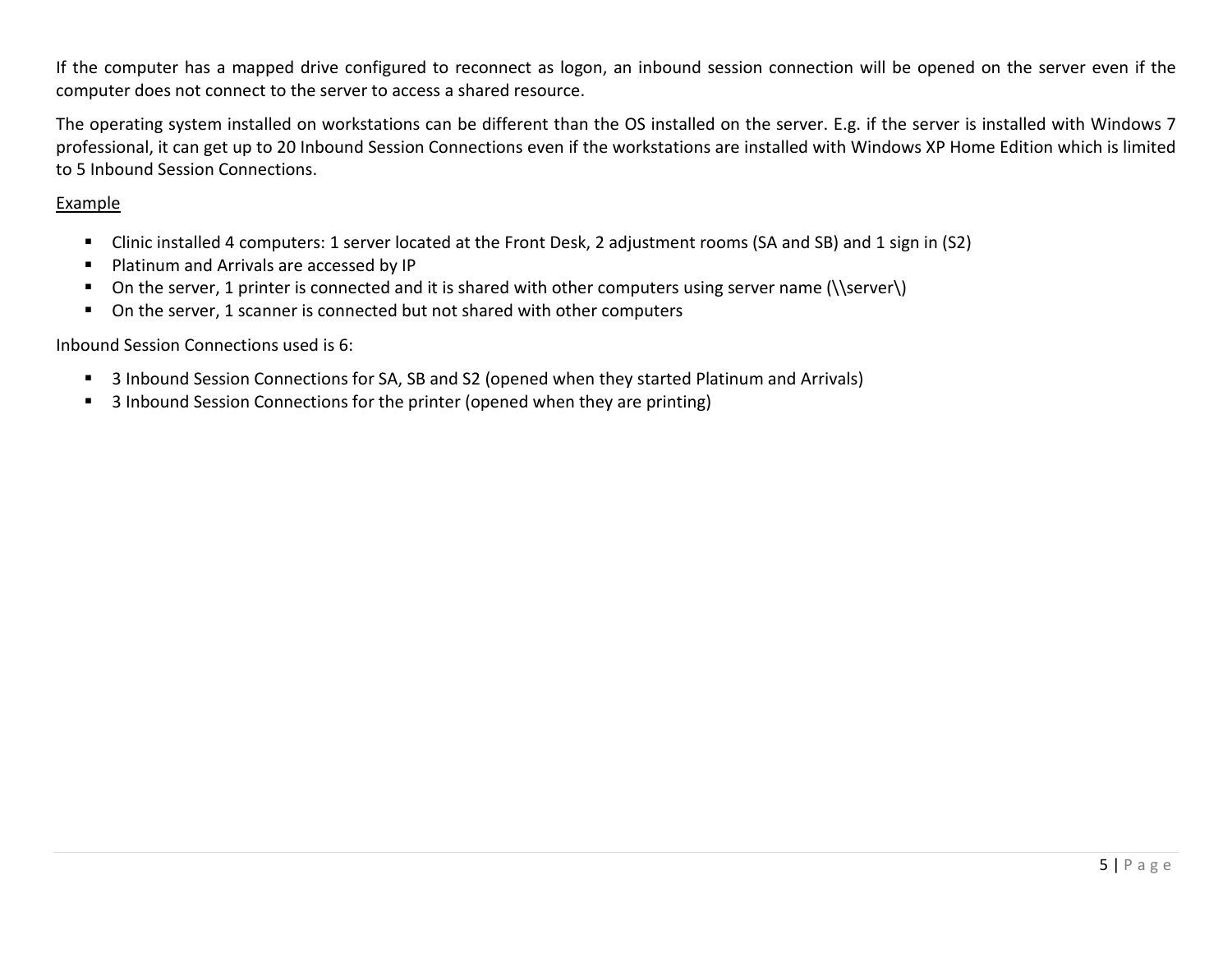If the computer has a mapped drive configured to reconnect as logon, an inbound session connection will be opened on the server even if the computer does not connect to the server to access a shared resource.

The operating system installed on workstations can be different than the OS installed on the server. E.g. if the server is installed with Windows 7 professional, it can get up to 20 Inbound Session Connections even if the workstations are installed with Windows XP Home Edition which is limited to 5 Inbound Session Connections.

<u>Example</u>

- Clinic installed 4 computers: 1 server located at the Front Desk, 2 adjustment rooms (SA and SB) and 1 sign in (S2)
- Platinum and Arrivals are accessed by IP
- On the server, 1 printer is connected and it is shared with other computers using server name (\\server\)
- On the server, 1 scanner is connected but not shared with other computers

Inbound Session Connections used is 6:

- 3 Inbound Session Connections for SA, SB and S2 (opened when they started Platinum and Arrivals)
- 3 Inbound Session Connections for the printer (opened when they are printing)